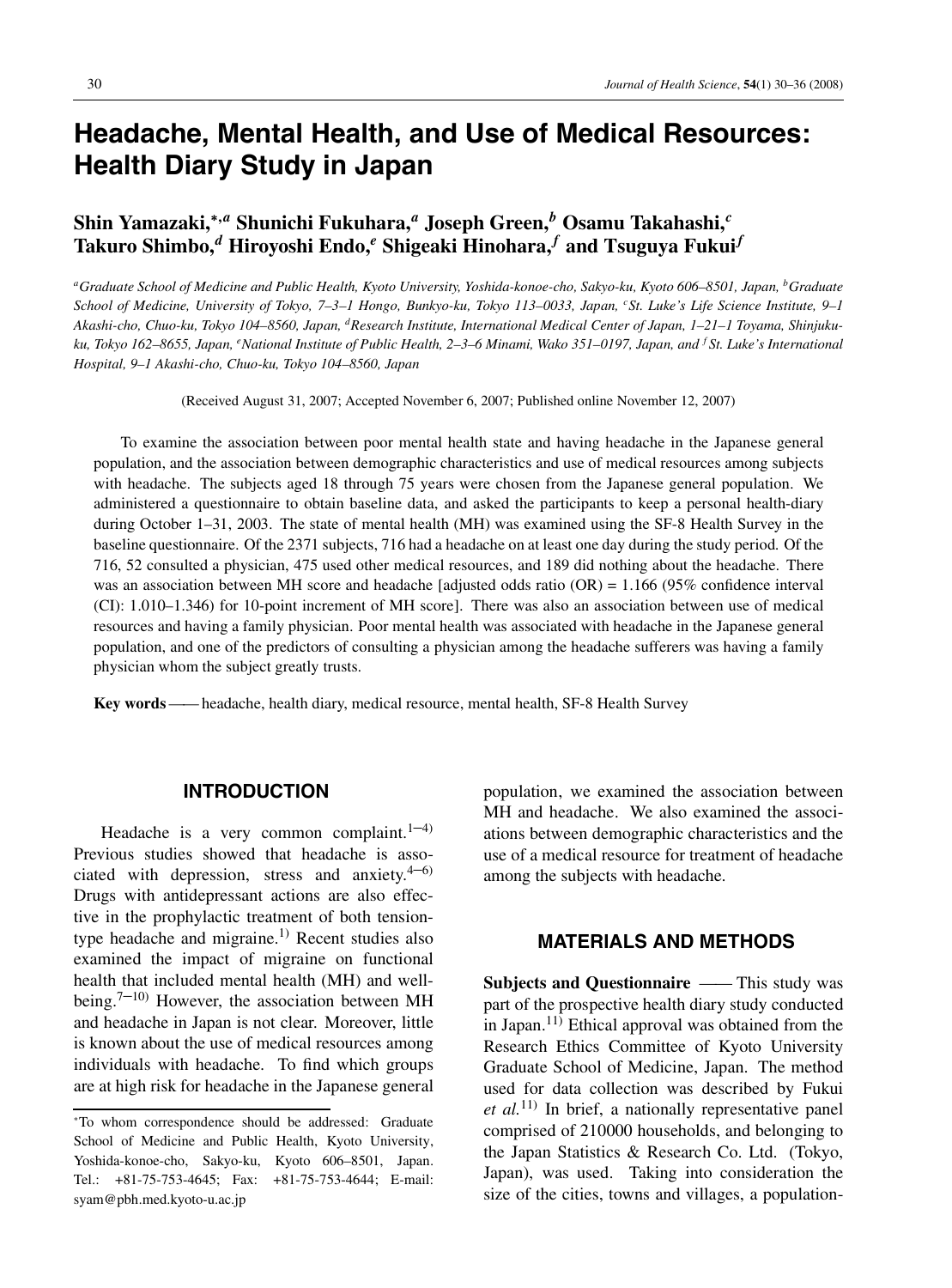# Headache, Mental Health, and Use of Medical Resources: Health Diary Study in Japan

**Shin Yamazaki,[*,a] Shunichi Fukuhara,[a] Joseph Green,[b] Osamu Takahashi,[c] Takuro Shimbo,[d] Hiroyoshi Endo,[e] Shigeaki Hinohara,[f] and Tsuguya Fukui[f]**

*[a]Graduate School of Medicine and Public Health, Kyoto University, Yoshida-konoe-cho, Sakyo-ku, Kyoto 606–8501, Japan, [b]Graduate School of Medicine, University of Tokyo, 7–3–1 Hongo, Bunkyo-ku, Tokyo 113–0033, Japan, [c]St. Luke's Life Science Institute, 9–1 Akashi-cho, Chuo-ku, Tokyo 104–8560, Japan, [d]Research Institute, International Medical Center of Japan, 1–21–1 Toyama, Shinjuku-ku, Tokyo 162–8655, Japan, [e]National Institute of Public Health, 2–3–6 Minami, Wako 351–0197, Japan, and [f]St. Luke's International Hospital, 9–1 Akashi-cho, Chuo-ku, Tokyo 104–8560, Japan*

(Received August 31, 2007; Accepted November 6, 2007; Published online November 12, 2007)

To examine the association between poor mental health state and having headache in the Japanese general population, and the association between demographic characteristics and use of medical resources among subjects with headache. The subjects aged 18 through 75 years were chosen from the Japanese general population. We administered a questionnaire to obtain baseline data, and asked the participants to keep a personal health-diary during October 1–31, 2003. The state of mental health (MH) was examined using the SF-8 Health Survey in the baseline questionnaire. Of the 2371 subjects, 716 had a headache on at least one day during the study period. Of the 716, 52 consulted a physician, 475 used other medical resources, and 189 did nothing about the headache. There was an association between MH score and headache [adjusted odds ratio (OR) = 1.166 (95% confidence interval (CI): 1.010–1.346) for 10-point increment of MH score]. There was also an association between use of medical resources and having a family physician. Poor mental health was associated with headache in the Japanese general population, and one of the predictors of consulting a physician among the headache sufferers was having a family physician whom the subject greatly trusts.

**Key words** —— headache, health diary, medical resource, mental health, SF-8 Health Survey

## INTRODUCTION

Headache is a very common complaint.[1–4] Previous studies showed that headache is associated with depression, stress and anxiety.[4–6] Drugs with antidepressant actions are also effective in the prophylactic treatment of both tension-type headache and migraine.[1] Recent studies also examined the impact of migraine on functional health that included mental health (MH) and well-being.[7–10] However, the association between MH and headache in Japan is not clear. Moreover, little is known about the use of medical resources among individuals with headache. To find which groups are at high risk for headache in the Japanese general population, we examined the association between MH and headache. We also examined the associations between demographic characteristics and the use of a medical resource for treatment of headache among the subjects with headache.

## MATERIALS AND METHODS

**Subjects and Questionnaire** —— This study was part of the prospective health diary study conducted in Japan.[11] Ethical approval was obtained from the Research Ethics Committee of Kyoto University Graduate School of Medicine, Japan. The method used for data collection was described by Fukui *et al.*[11] In brief, a nationally representative panel comprised of 210000 households, and belonging to the Japan Statistics & Research Co. Ltd. (Tokyo, Japan), was used. Taking into consideration the size of the cities, towns and villages, a population-

*To whom correspondence should be addressed: Graduate School of Medicine and Public Health, Kyoto University, Yoshida-konoe-cho, Sakyo-ku, Kyoto 606–8501, Japan. Tel.: +81-75-753-4645; Fax: +81-75-753-4644; E-mail: syam@pbh.med.kyoto-u.ac.jp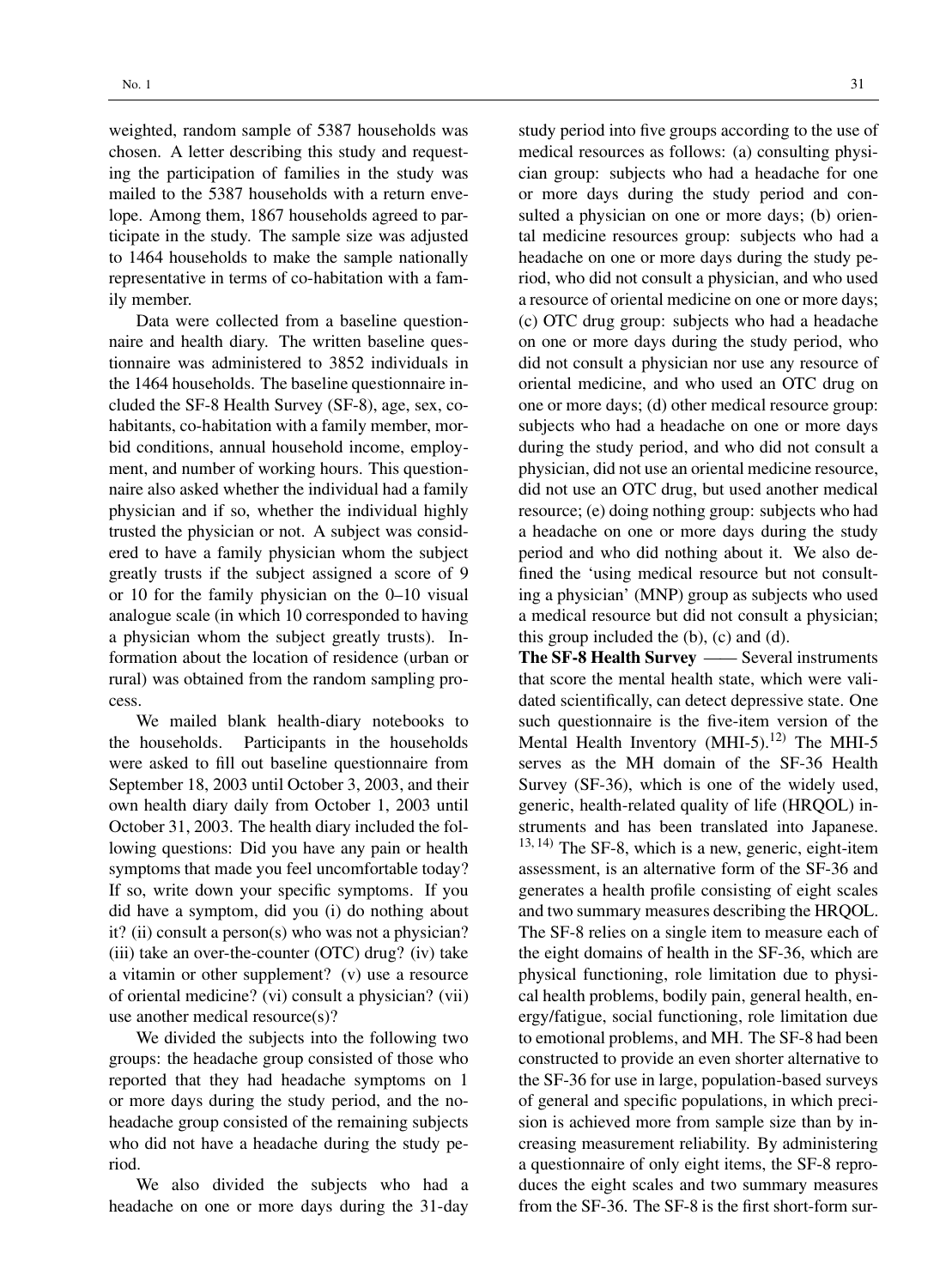weighted, random sample of 5387 households was chosen. A letter describing this study and requesting the participation of families in the study was mailed to the 5387 households with a return envelope. Among them, 1867 households agreed to participate in the study. The sample size was adjusted to 1464 households to make the sample nationally representative in terms of co-habitation with a family member.

Data were collected from a baseline questionnaire and health diary. The written baseline questionnaire was administered to 3852 individuals in the 1464 households. The baseline questionnaire included the SF-8 Health Survey (SF-8), age, sex, cohabitants, co-habitation with a family member, morbid conditions, annual household income, employment, and number of working hours. This questionnaire also asked whether the individual had a family physician and if so, whether the individual highly trusted the physician or not. A subject was considered to have a family physician whom the subject greatly trusts if the subject assigned a score of 9 or 10 for the family physician on the 0–10 visual analogue scale (in which 10 corresponded to having a physician whom the subject greatly trusts). Information about the location of residence (urban or rural) was obtained from the random sampling process.

We mailed blank health-diary notebooks to the households. Participants in the households were asked to fill out baseline questionnaire from September 18, 2003 until October 3, 2003, and their own health diary daily from October 1, 2003 until October 31, 2003. The health diary included the following questions: Did you have any pain or health symptoms that made you feel uncomfortable today? If so, write down your specific symptoms. If you did have a symptom, did you (i) do nothing about it? (ii) consult a person(s) who was not a physician? (iii) take an over-the-counter (OTC) drug? (iv) take a vitamin or other supplement? (v) use a resource of oriental medicine? (vi) consult a physician? (vii) use another medical resource(s)?

We divided the subjects into the following two groups: the headache group consisted of those who reported that they had headache symptoms on 1 or more days during the study period, and the no-headache group consisted of the remaining subjects who did not have a headache during the study period.

We also divided the subjects who had a headache on one or more days during the 31-day study period into five groups according to the use of medical resources as follows: (a) consulting physician group: subjects who had a headache for one or more days during the study period and consulted a physician on one or more days; (b) oriental medicine resources group: subjects who had a headache on one or more days during the study period, who did not consult a physician, and who used a resource of oriental medicine on one or more days; (c) OTC drug group: subjects who had a headache on one or more days during the study period, who did not consult a physician nor use any resource of oriental medicine, and who used an OTC drug on one or more days; (d) other medical resource group: subjects who had a headache on one or more days during the study period, and who did not consult a physician, did not use an oriental medicine resource, did not use an OTC drug, but used another medical resource; (e) doing nothing group: subjects who had a headache on one or more days during the study period and who did nothing about it. We also defined the 'using medical resource but not consulting a physician' (MNP) group as subjects who used a medical resource but did not consult a physician; this group included the (b), (c) and (d).

**The SF-8 Health Survey** —— Several instruments that score the mental health state, which were validated scientifically, can detect depressive state. One such questionnaire is the five-item version of the Mental Health Inventory (MHI-5).[12] The MHI-5 serves as the MH domain of the SF-36 Health Survey (SF-36), which is one of the widely used, generic, health-related quality of life (HRQOL) instruments and has been translated into Japanese.[13, 14] The SF-8, which is a new, generic, eight-item assessment, is an alternative form of the SF-36 and generates a health profile consisting of eight scales and two summary measures describing the HRQOL. The SF-8 relies on a single item to measure each of the eight domains of health in the SF-36, which are physical functioning, role limitation due to physical health problems, bodily pain, general health, energy/fatigue, social functioning, role limitation due to emotional problems, and MH. The SF-8 had been constructed to provide an even shorter alternative to the SF-36 for use in large, population-based surveys of general and specific populations, in which precision is achieved more from sample size than by increasing measurement reliability. By administering a questionnaire of only eight items, the SF-8 reproduces the eight scales and two summary measures from the SF-36. The SF-8 is the first short-form sur-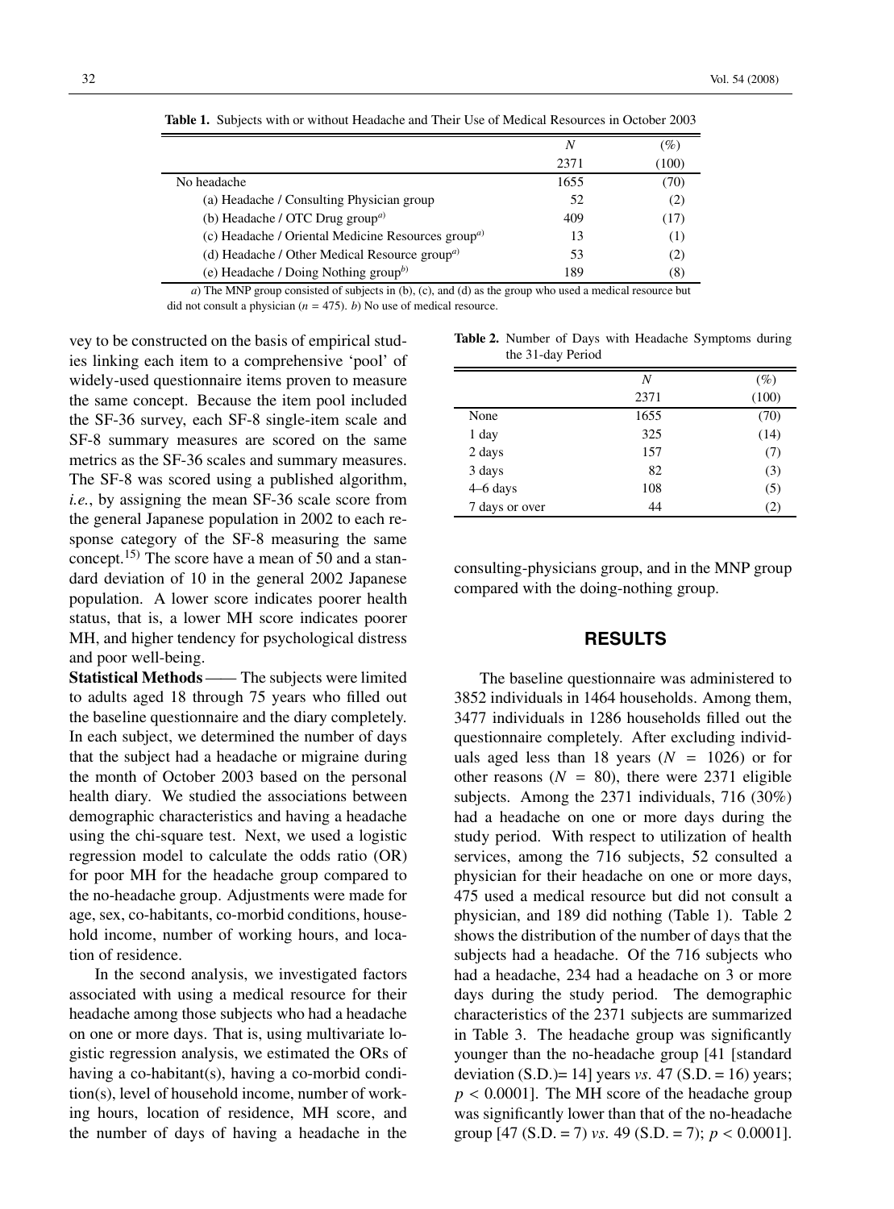**Table 1.** Subjects with or without Headache and Their Use of Medical Resources in October 2003

| | $N$ | (%) |
|---|---|---|
| | 2371 | (100) |
| No headache | 1655 | (70) |
| (a) Headache / Consulting Physician group | 52 | (2) |
| (b) Headache / OTC Drug group[a] | 409 | (17) |
| (c) Headache / Oriental Medicine Resources group[a] | 13 | (1) |
| (d) Headache / Other Medical Resource group[a] | 53 | (2) |
| (e) Headache / Doing Nothing group[b] | 189 | (8) |

*a*) The MNP group consisted of subjects in (b), (c), and (d) as the group who used a medical resource but did not consult a physician ($n$ = 475). *b*) No use of medical resource.

vey to be constructed on the basis of empirical studies linking each item to a comprehensive 'pool' of widely-used questionnaire items proven to measure the same concept. Because the item pool included the SF-36 survey, each SF-8 single-item scale and SF-8 summary measures are scored on the same metrics as the SF-36 scales and summary measures. The SF-8 was scored using a published algorithm, *i.e.*, by assigning the mean SF-36 scale score from the general Japanese population in 2002 to each response category of the SF-8 measuring the same concept.[15] The score have a mean of 50 and a standard deviation of 10 in the general 2002 Japanese population. A lower score indicates poorer health status, that is, a lower MH score indicates poorer MH, and higher tendency for psychological distress and poor well-being.

**Statistical Methods** —— The subjects were limited to adults aged 18 through 75 years who filled out the baseline questionnaire and the diary completely. In each subject, we determined the number of days that the subject had a headache or migraine during the month of October 2003 based on the personal health diary. We studied the associations between demographic characteristics and having a headache using the chi-square test. Next, we used a logistic regression model to calculate the odds ratio (OR) for poor MH for the headache group compared to the no-headache group. Adjustments were made for age, sex, co-habitants, co-morbid conditions, household income, number of working hours, and location of residence.

In the second analysis, we investigated factors associated with using a medical resource for their headache among those subjects who had a headache on one or more days. That is, using multivariate logistic regression analysis, we estimated the ORs of having a co-habitant(s), having a co-morbid condition(s), level of household income, number of working hours, location of residence, MH score, and the number of days of having a headache in the consulting-physicians group, and in the MNP group compared with the doing-nothing group.

**Table 2.** Number of Days with Headache Symptoms during the 31-day Period

| | $N$ | (%) |
|---|---|---|
| | 2371 | (100) |
| None | 1655 | (70) |
| 1 day | 325 | (14) |
| 2 days | 157 | (7) |
| 3 days | 82 | (3) |
| 4–6 days | 108 | (5) |
| 7 days or over | 44 | (2) |

## RESULTS

The baseline questionnaire was administered to 3852 individuals in 1464 households. Among them, 3477 individuals in 1286 households filled out the questionnaire completely. After excluding individuals aged less than 18 years ($N$ = 1026) or for other reasons ($N$ = 80), there were 2371 eligible subjects. Among the 2371 individuals, 716 (30%) had a headache on one or more days during the study period. With respect to utilization of health services, among the 716 subjects, 52 consulted a physician for their headache on one or more days, 475 used a medical resource but did not consult a physician, and 189 did nothing (Table 1). Table 2 shows the distribution of the number of days that the subjects had a headache. Of the 716 subjects who had a headache, 234 had a headache on 3 or more days during the study period. The demographic characteristics of the 2371 subjects are summarized in Table 3. The headache group was significantly younger than the no-headache group [41 [standard deviation (S.D.)= 14] years *vs.* 47 (S.D. = 16) years; $p < 0.0001$]. The MH score of the headache group was significantly lower than that of the no-headache group [47 (S.D. = 7) *vs.* 49 (S.D. = 7); $p < 0.0001$].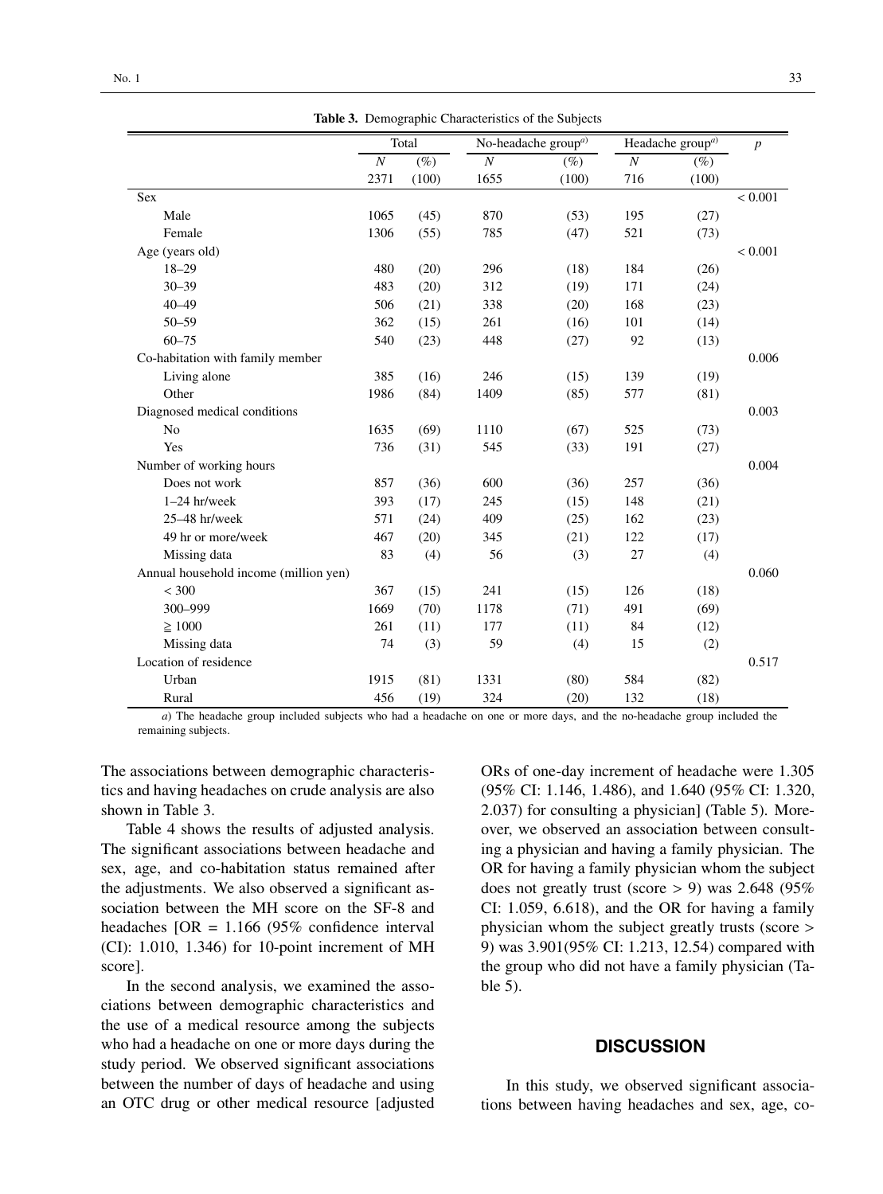**Table 3.** Demographic Characteristics of the Subjects

| | Total | | No-headache group[a] | | Headache group[a] | | $p$ |
|---|---|---|---|---|---|---|---|
| | $N$ | (%) | $N$ | (%) | $N$ | (%) | |
| | 2371 | (100) | 1655 | (100) | 716 | (100) | |
| Sex | | | | | | | < 0.001 |
| Male | 1065 | (45) | 870 | (53) | 195 | (27) | |
| Female | 1306 | (55) | 785 | (47) | 521 | (73) | |
| Age (years old) | | | | | | | < 0.001 |
| 18–29 | 480 | (20) | 296 | (18) | 184 | (26) | |
| 30–39 | 483 | (20) | 312 | (19) | 171 | (24) | |
| 40–49 | 506 | (21) | 338 | (20) | 168 | (23) | |
| 50–59 | 362 | (15) | 261 | (16) | 101 | (14) | |
| 60–75 | 540 | (23) | 448 | (27) | 92 | (13) | |
| Co-habitation with family member | | | | | | | 0.006 |
| Living alone | 385 | (16) | 246 | (15) | 139 | (19) | |
| Other | 1986 | (84) | 1409 | (85) | 577 | (81) | |
| Diagnosed medical conditions | | | | | | | 0.003 |
| No | 1635 | (69) | 1110 | (67) | 525 | (73) | |
| Yes | 736 | (31) | 545 | (33) | 191 | (27) | |
| Number of working hours | | | | | | | 0.004 |
| Does not work | 857 | (36) | 600 | (36) | 257 | (36) | |
| 1–24 hr/week | 393 | (17) | 245 | (15) | 148 | (21) | |
| 25–48 hr/week | 571 | (24) | 409 | (25) | 162 | (23) | |
| 49 hr or more/week | 467 | (20) | 345 | (21) | 122 | (17) | |
| Missing data | 83 | (4) | 56 | (3) | 27 | (4) | |
| Annual household income (million yen) | | | | | | | 0.060 |
| < 300 | 367 | (15) | 241 | (15) | 126 | (18) | |
| 300–999 | 1669 | (70) | 1178 | (71) | 491 | (69) | |
| ≧ 1000 | 261 | (11) | 177 | (11) | 84 | (12) | |
| Missing data | 74 | (3) | 59 | (4) | 15 | (2) | |
| Location of residence | | | | | | | 0.517 |
| Urban | 1915 | (81) | 1331 | (80) | 584 | (82) | |
| Rural | 456 | (19) | 324 | (20) | 132 | (18) | |

*a*) The headache group included subjects who had a headache on one or more days, and the no-headache group included the remaining subjects.

The associations between demographic characteristics and having headaches on crude analysis are also shown in Table 3.

Table 4 shows the results of adjusted analysis. The significant associations between headache and sex, age, and co-habitation status remained after the adjustments. We also observed a significant association between the MH score on the SF-8 and headaches [OR = 1.166 (95% confidence interval (CI): 1.010, 1.346) for 10-point increment of MH score].

In the second analysis, we examined the associations between demographic characteristics and the use of a medical resource among the subjects who had a headache on one or more days during the study period. We observed significant associations between the number of days of headache and using an OTC drug or other medical resource [adjusted ORs of one-day increment of headache were 1.305 (95% CI: 1.146, 1.486), and 1.640 (95% CI: 1.320, 2.037) for consulting a physician] (Table 5). Moreover, we observed an association between consulting a physician and having a family physician. The OR for having a family physician whom the subject does not greatly trust (score > 9) was 2.648 (95% CI: 1.059, 6.618), and the OR for having a family physician whom the subject greatly trusts (score > 9) was 3.901(95% CI: 1.213, 12.54) compared with the group who did not have a family physician (Table 5).

## DISCUSSION

In this study, we observed significant associations between having headaches and sex, age, co-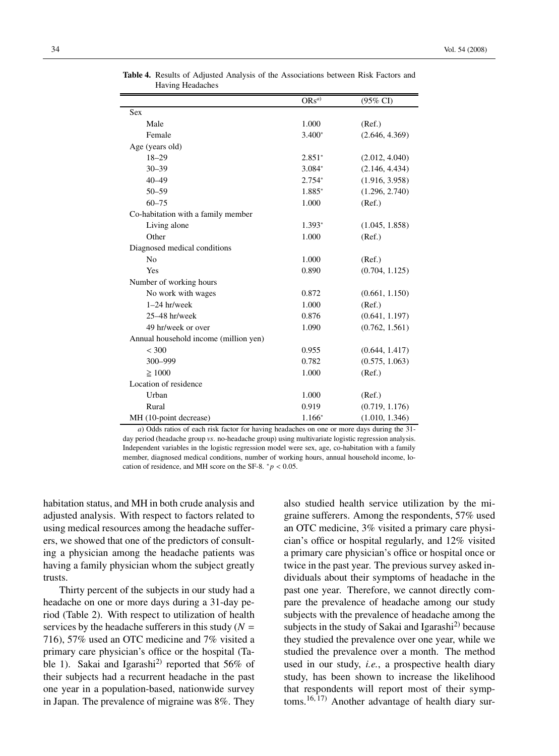**Table 4.** Results of Adjusted Analysis of the Associations between Risk Factors and Having Headaches

| | ORs[a)] | (95% CI) |
|---|---|---|
| Sex | | |
| Male | 1.000 | (Ref.) |
| Female | 3.400* | (2.646, 4.369) |
| Age (years old) | | |
| 18–29 | 2.851* | (2.012, 4.040) |
| 30–39 | 3.084* | (2.146, 4.434) |
| 40–49 | 2.754* | (1.916, 3.958) |
| 50–59 | 1.885* | (1.296, 2.740) |
| 60–75 | 1.000 | (Ref.) |
| Co-habitation with a family member | | |
| Living alone | 1.393* | (1.045, 1.858) |
| Other | 1.000 | (Ref.) |
| Diagnosed medical conditions | | |
| No | 1.000 | (Ref.) |
| Yes | 0.890 | (0.704, 1.125) |
| Number of working hours | | |
| No work with wages | 0.872 | (0.661, 1.150) |
| 1–24 hr/week | 1.000 | (Ref.) |
| 25–48 hr/week | 0.876 | (0.641, 1.197) |
| 49 hr/week or over | 1.090 | (0.762, 1.561) |
| Annual household income (million yen) | | |
| < 300 | 0.955 | (0.644, 1.417) |
| 300–999 | 0.782 | (0.575, 1.063) |
| ≧ 1000 | 1.000 | (Ref.) |
| Location of residence | | |
| Urban | 1.000 | (Ref.) |
| Rural | 0.919 | (0.719, 1.176) |
| MH (10-point decrease) | 1.166* | (1.010, 1.346) |

*a*) Odds ratios of each risk factor for having headaches on one or more days during the 31-day period (headache group *vs.* no-headache group) using multivariate logistic regression analysis. Independent variables in the logistic regression model were sex, age, co-habitation with a family member, diagnosed medical conditions, number of working hours, annual household income, location of residence, and MH score on the SF-8. $^{*}p < 0.05$.

habitation status, and MH in both crude analysis and adjusted analysis. With respect to factors related to using medical resources among the headache sufferers, we showed that one of the predictors of consulting a physician among the headache patients was having a family physician whom the subject greatly trusts.

Thirty percent of the subjects in our study had a headache on one or more days during a 31-day period (Table 2). With respect to utilization of health services by the headache sufferers in this study ($N$ = 716), 57% used an OTC medicine and 7% visited a primary care physician's office or the hospital (Table 1). Sakai and Igarashi[2)] reported that 56% of their subjects had a recurrent headache in the past one year in a population-based, nationwide survey in Japan. The prevalence of migraine was 8%. They also studied health service utilization by the migraine sufferers. Among the respondents, 57% used an OTC medicine, 3% visited a primary care physician's office or hospital regularly, and 12% visited a primary care physician's office or hospital once or twice in the past year. The previous survey asked individuals about their symptoms of headache in the past one year. Therefore, we cannot directly compare the prevalence of headache among our study subjects with the prevalence of headache among the subjects in the study of Sakai and Igarashi[2)] because they studied the prevalence over one year, while we studied the prevalence over a month. The method used in our study, *i.e.*, a prospective health diary study, has been shown to increase the likelihood that respondents will report most of their symptoms.[16, 17)] Another advantage of health diary sur-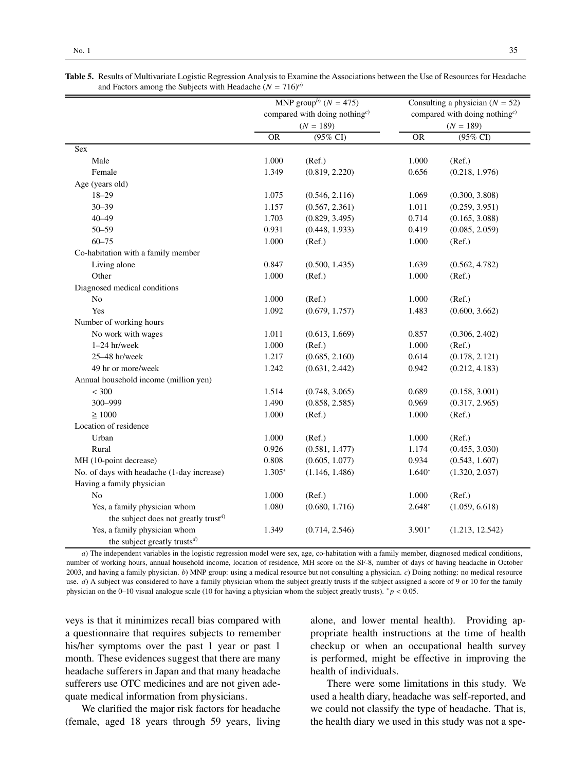**Table 5.** Results of Multivariate Logistic Regression Analysis to Examine the Associations between the Use of Resources for Headache and Factors among the Subjects with Headache ($N$ = 716)[a)]

| | MNP group[b)] ($N$ = 475) compared with doing nothing[c)] ($N$ = 189) | | Consulting a physician ($N$ = 52) compared with doing nothing[c)] ($N$ = 189) | |
|---|---|---|---|---|
| | OR | (95% CI) | OR | (95% CI) |
| Sex | | | | |
| Male | 1.000 | (Ref.) | 1.000 | (Ref.) |
| Female | 1.349 | (0.819, 2.220) | 0.656 | (0.218, 1.976) |
| Age (years old) | | | | |
| 18–29 | 1.075 | (0.546, 2.116) | 1.069 | (0.300, 3.808) |
| 30–39 | 1.157 | (0.567, 2.361) | 1.011 | (0.259, 3.951) |
| 40–49 | 1.703 | (0.829, 3.495) | 0.714 | (0.165, 3.088) |
| 50–59 | 0.931 | (0.448, 1.933) | 0.419 | (0.085, 2.059) |
| 60–75 | 1.000 | (Ref.) | 1.000 | (Ref.) |
| Co-habitation with a family member | | | | |
| Living alone | 0.847 | (0.500, 1.435) | 1.639 | (0.562, 4.782) |
| Other | 1.000 | (Ref.) | 1.000 | (Ref.) |
| Diagnosed medical conditions | | | | |
| No | 1.000 | (Ref.) | 1.000 | (Ref.) |
| Yes | 1.092 | (0.679, 1.757) | 1.483 | (0.600, 3.662) |
| Number of working hours | | | | |
| No work with wages | 1.011 | (0.613, 1.669) | 0.857 | (0.306, 2.402) |
| 1–24 hr/week | 1.000 | (Ref.) | 1.000 | (Ref.) |
| 25–48 hr/week | 1.217 | (0.685, 2.160) | 0.614 | (0.178, 2.121) |
| 49 hr or more/week | 1.242 | (0.631, 2.442) | 0.942 | (0.212, 4.183) |
| Annual household income (million yen) | | | | |
| < 300 | 1.514 | (0.748, 3.065) | 0.689 | (0.158, 3.001) |
| 300–999 | 1.490 | (0.858, 2.585) | 0.969 | (0.317, 2.965) |
| ≧ 1000 | 1.000 | (Ref.) | 1.000 | (Ref.) |
| Location of residence | | | | |
| Urban | 1.000 | (Ref.) | 1.000 | (Ref.) |
| Rural | 0.926 | (0.581, 1.477) | 1.174 | (0.455, 3.030) |
| MH (10-point decrease) | 0.808 | (0.605, 1.077) | 0.934 | (0.543, 1.607) |
| No. of days with headache (1-day increase) | 1.305* | (1.146, 1.486) | 1.640* | (1.320, 2.037) |
| Having a family physician | | | | |
| No | 1.000 | (Ref.) | 1.000 | (Ref.) |
| Yes, a family physician whom the subject does not greatly trust[d)] | 1.080 | (0.680, 1.716) | 2.648* | (1.059, 6.618) |
| Yes, a family physician whom the subject greatly trusts[d)] | 1.349 | (0.714, 2.546) | 3.901* | (1.213, 12.542) |

*a*) The independent variables in the logistic regression model were sex, age, co-habitation with a family member, diagnosed medical conditions, number of working hours, annual household income, location of residence, MH score on the SF-8, number of days of having headache in October 2003, and having a family physician. *b*) MNP group: using a medical resource but not consulting a physician. *c*) Doing nothing: no medical resource use. *d*) A subject was considered to have a family physician whom the subject greatly trusts if the subject assigned a score of 9 or 10 for the family physician on the 0–10 visual analogue scale (10 for having a physician whom the subject greatly trusts). $^{*}p < 0.05$.

veys is that it minimizes recall bias compared with a questionnaire that requires subjects to remember his/her symptoms over the past 1 year or past 1 month. These evidences suggest that there are many headache sufferers in Japan and that many headache sufferers use OTC medicines and are not given adequate medical information from physicians.

We clarified the major risk factors for headache (female, aged 18 years through 59 years, living alone, and lower mental health). Providing appropriate health instructions at the time of health checkup or when an occupational health survey is performed, might be effective in improving the health of individuals.

There were some limitations in this study. We used a health diary, headache was self-reported, and we could not classify the type of headache. That is, the health diary we used in this study was not a spe-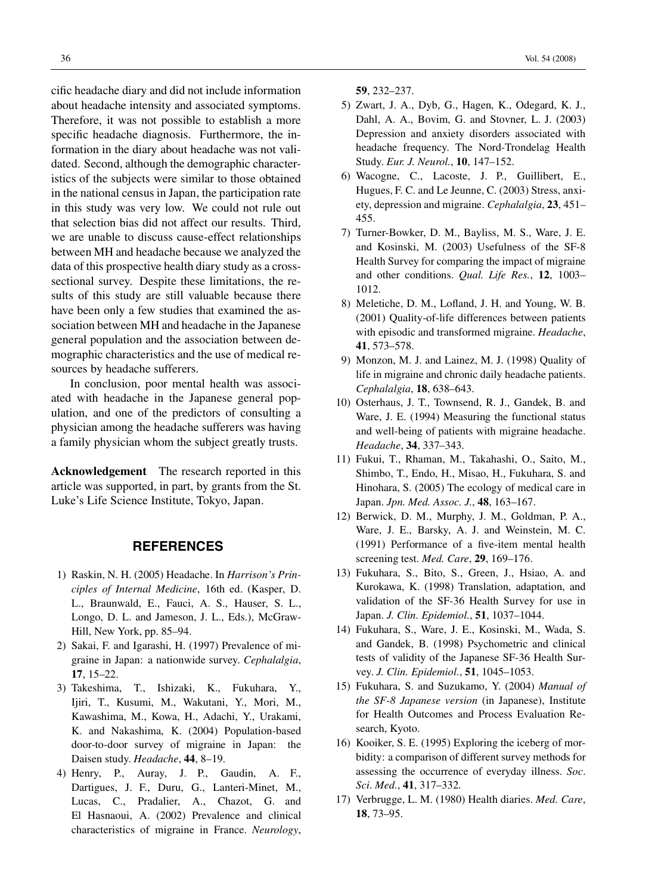cific headache diary and did not include information about headache intensity and associated symptoms. Therefore, it was not possible to establish a more specific headache diagnosis. Furthermore, the information in the diary about headache was not validated. Second, although the demographic characteristics of the subjects were similar to those obtained in the national census in Japan, the participation rate in this study was very low. We could not rule out that selection bias did not affect our results. Third, we are unable to discuss cause-effect relationships between MH and headache because we analyzed the data of this prospective health diary study as a cross-sectional survey. Despite these limitations, the results of this study are still valuable because there have been only a few studies that examined the association between MH and headache in the Japanese general population and the association between demographic characteristics and the use of medical resources by headache sufferers.

In conclusion, poor mental health was associated with headache in the Japanese general population, and one of the predictors of consulting a physician among the headache sufferers was having a family physician whom the subject greatly trusts.

**Acknowledgement** The research reported in this article was supported, in part, by grants from the St. Luke's Life Science Institute, Tokyo, Japan.

## REFERENCES

1) Raskin, N. H. (2005) Headache. In *Harrison's Principles of Internal Medicine*, 16th ed. (Kasper, D. L., Braunwald, E., Fauci, A. S., Hauser, S. L., Longo, D. L. and Jameson, J. L., Eds.), McGraw-Hill, New York, pp. 85–94.
2) Sakai, F. and Igarashi, H. (1997) Prevalence of migraine in Japan: a nationwide survey. *Cephalalgia*, **17**, 15–22.
3) Takeshima, T., Ishizaki, K., Fukuhara, Y., Ijiri, T., Kusumi, M., Wakutani, Y., Mori, M., Kawashima, M., Kowa, H., Adachi, Y., Urakami, K. and Nakashima, K. (2004) Population-based door-to-door survey of migraine in Japan: the Daisen study. *Headache*, **44**, 8–19.
4) Henry, P., Auray, J. P., Gaudin, A. F., Dartigues, J. F., Duru, G., Lanteri-Minet, M., Lucas, C., Pradalier, A., Chazot, G. and El Hasnaoui, A. (2002) Prevalence and clinical characteristics of migraine in France. *Neurology*, **59**, 232–237.
5) Zwart, J. A., Dyb, G., Hagen, K., Odegard, K. J., Dahl, A. A., Bovim, G. and Stovner, L. J. (2003) Depression and anxiety disorders associated with headache frequency. The Nord-Trondelag Health Study. *Eur. J. Neurol.*, **10**, 147–152.
6) Wacogne, C., Lacoste, J. P., Guillibert, E., Hugues, F. C. and Le Jeunne, C. (2003) Stress, anxiety, depression and migraine. *Cephalalgia*, **23**, 451–455.
7) Turner-Bowker, D. M., Bayliss, M. S., Ware, J. E. and Kosinski, M. (2003) Usefulness of the SF-8 Health Survey for comparing the impact of migraine and other conditions. *Qual. Life Res.*, **12**, 1003–1012.
8) Meletiche, D. M., Lofland, J. H. and Young, W. B. (2001) Quality-of-life differences between patients with episodic and transformed migraine. *Headache*, **41**, 573–578.
9) Monzon, M. J. and Lainez, M. J. (1998) Quality of life in migraine and chronic daily headache patients. *Cephalalgia*, **18**, 638–643.
10) Osterhaus, J. T., Townsend, R. J., Gandek, B. and Ware, J. E. (1994) Measuring the functional status and well-being of patients with migraine headache. *Headache*, **34**, 337–343.
11) Fukui, T., Rhaman, M., Takahashi, O., Saito, M., Shimbo, T., Endo, H., Misao, H., Fukuhara, S. and Hinohara, S. (2005) The ecology of medical care in Japan. *Jpn. Med. Assoc. J.*, **48**, 163–167.
12) Berwick, D. M., Murphy, J. M., Goldman, P. A., Ware, J. E., Barsky, A. J. and Weinstein, M. C. (1991) Performance of a five-item mental health screening test. *Med. Care*, **29**, 169–176.
13) Fukuhara, S., Bito, S., Green, J., Hsiao, A. and Kurokawa, K. (1998) Translation, adaptation, and validation of the SF-36 Health Survey for use in Japan. *J. Clin. Epidemiol.*, **51**, 1037–1044.
14) Fukuhara, S., Ware, J. E., Kosinski, M., Wada, S. and Gandek, B. (1998) Psychometric and clinical tests of validity of the Japanese SF-36 Health Survey. *J. Clin. Epidemiol.*, **51**, 1045–1053.
15) Fukuhara, S. and Suzukamo, Y. (2004) *Manual of the SF-8 Japanese version* (in Japanese), Institute for Health Outcomes and Process Evaluation Research, Kyoto.
16) Kooiker, S. E. (1995) Exploring the iceberg of morbidity: a comparison of different survey methods for assessing the occurrence of everyday illness. *Soc. Sci. Med.*, **41**, 317–332.
17) Verbrugge, L. M. (1980) Health diaries. *Med. Care*, **18**, 73–95.